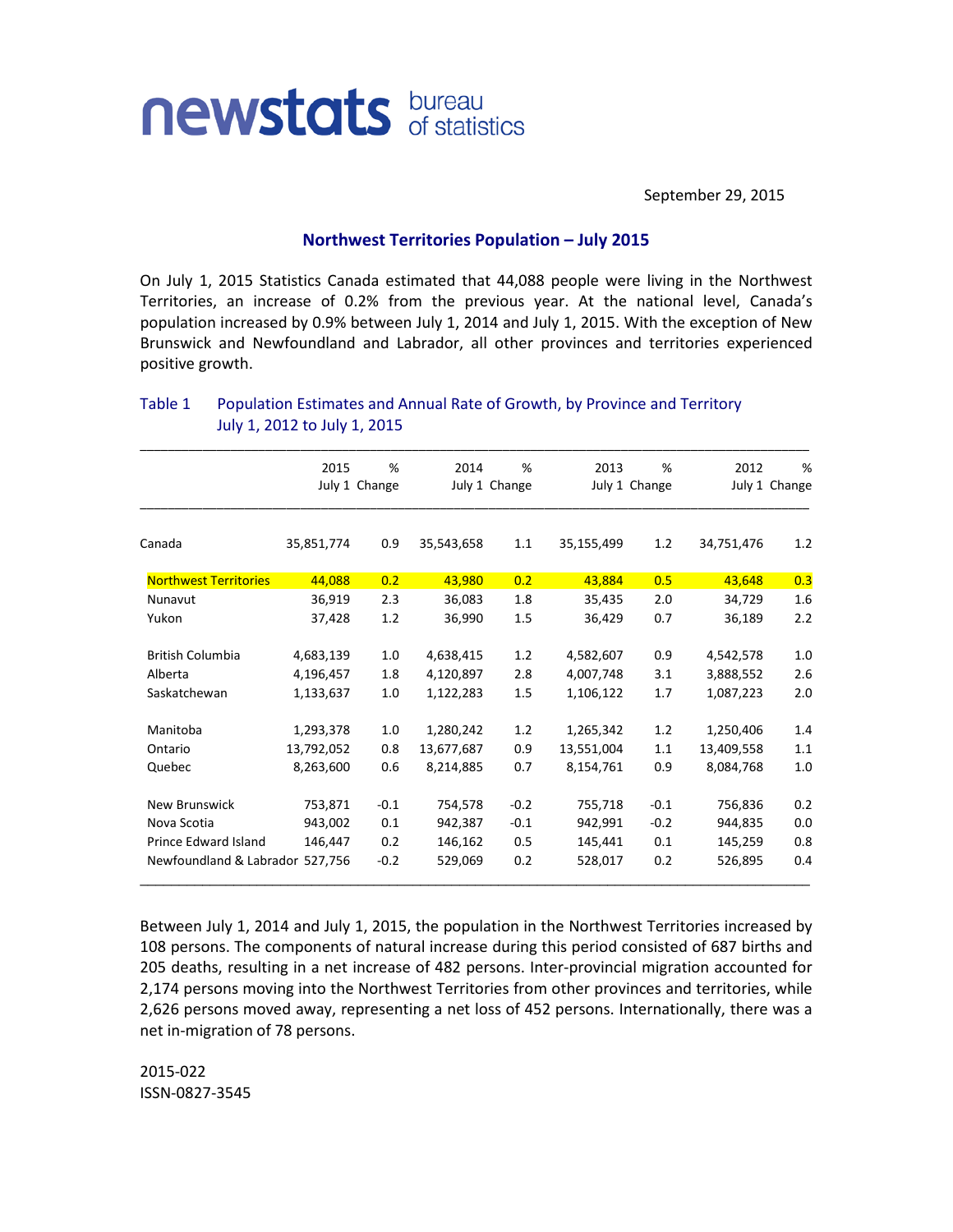newstats bureau of statistics

September 29, 2015

## Northwest Territories Population – July 2015

On July 1, 2015 Statistics Canada estimated that 44,088 people were living in the Northwest Territories, an increase of 0.2% from the previous year. At the national level, Canada's population increased by 0.9% between July 1, 2014 and July 1, 2015. With the exception of New Brunswick and Newfoundland and Labrador, all other provinces and territories experienced positive growth.

Table 1 Population Estimates and Annual Rate of Growth, by Province and Territory July 1, 2012 to July 1, 2015

| | 2015 July 1 | % Change | 2014 July 1 | % Change | 2013 July 1 | % Change | 2012 July 1 | % Change |
|---|---|---|---|---|---|---|---|---|
| Canada | 35,851,774 | 0.9 | 35,543,658 | 1.1 | 35,155,499 | 1.2 | 34,751,476 | 1.2 |
| Northwest Territories | 44,088 | 0.2 | 43,980 | 0.2 | 43,884 | 0.5 | 43,648 | 0.3 |
| Nunavut | 36,919 | 2.3 | 36,083 | 1.8 | 35,435 | 2.0 | 34,729 | 1.6 |
| Yukon | 37,428 | 1.2 | 36,990 | 1.5 | 36,429 | 0.7 | 36,189 | 2.2 |
| British Columbia | 4,683,139 | 1.0 | 4,638,415 | 1.2 | 4,582,607 | 0.9 | 4,542,578 | 1.0 |
| Alberta | 4,196,457 | 1.8 | 4,120,897 | 2.8 | 4,007,748 | 3.1 | 3,888,552 | 2.6 |
| Saskatchewan | 1,133,637 | 1.0 | 1,122,283 | 1.5 | 1,106,122 | 1.7 | 1,087,223 | 2.0 |
| Manitoba | 1,293,378 | 1.0 | 1,280,242 | 1.2 | 1,265,342 | 1.2 | 1,250,406 | 1.4 |
| Ontario | 13,792,052 | 0.8 | 13,677,687 | 0.9 | 13,551,004 | 1.1 | 13,409,558 | 1.1 |
| Quebec | 8,263,600 | 0.6 | 8,214,885 | 0.7 | 8,154,761 | 0.9 | 8,084,768 | 1.0 |
| New Brunswick | 753,871 | -0.1 | 754,578 | -0.2 | 755,718 | -0.1 | 756,836 | 0.2 |
| Nova Scotia | 943,002 | 0.1 | 942,387 | -0.1 | 942,991 | -0.2 | 944,835 | 0.0 |
| Prince Edward Island | 146,447 | 0.2 | 146,162 | 0.5 | 145,441 | 0.1 | 145,259 | 0.8 |
| Newfoundland & Labrador | 527,756 | -0.2 | 529,069 | 0.2 | 528,017 | 0.2 | 526,895 | 0.4 |

Between July 1, 2014 and July 1, 2015, the population in the Northwest Territories increased by 108 persons. The components of natural increase during this period consisted of 687 births and 205 deaths, resulting in a net increase of 482 persons. Inter-provincial migration accounted for 2,174 persons moving into the Northwest Territories from other provinces and territories, while 2,626 persons moved away, representing a net loss of 452 persons. Internationally, there was a net in-migration of 78 persons.

2015-022
ISSN-0827-3545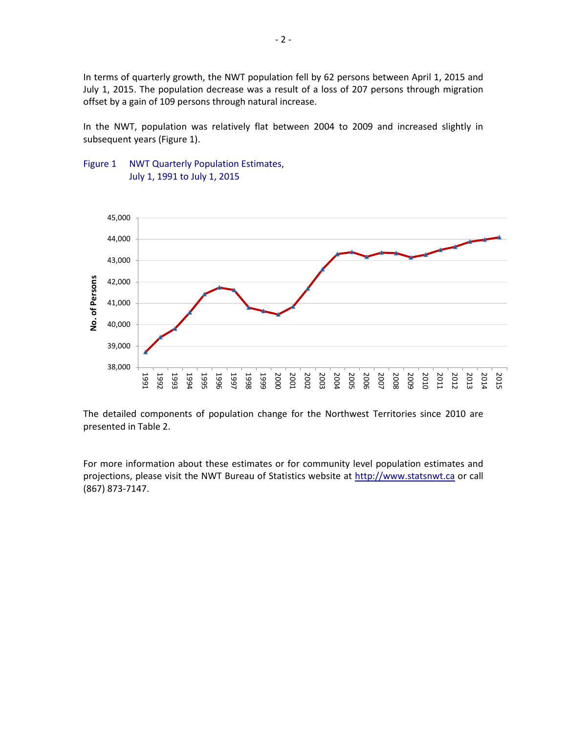In terms of quarterly growth, the NWT population fell by 62 persons between April 1, 2015 and July 1, 2015. The population decrease was a result of a loss of 207 persons through migration offset by a gain of 109 persons through natural increase.

In the NWT, population was relatively flat between 2004 to 2009 and increased slightly in subsequent years (Figure 1).

Figure 1 NWT Quarterly Population Estimates, July 1, 1991 to July 1, 2015

The detailed components of population change for the Northwest Territories since 2010 are presented in Table 2.

For more information about these estimates or for community level population estimates and projections, please visit the NWT Bureau of Statistics website at http://www.statsnwt.ca or call (867) 873-7147.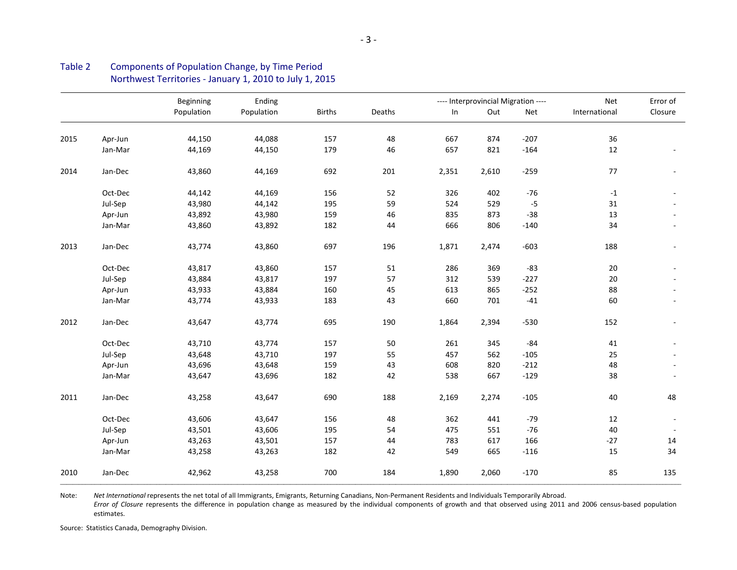## Table 2 Components of Population Change, by Time Period
### Northwest Territories - January 1, 2010 to July 1, 2015

| | | Beginning Population | Ending Population | Births | Deaths | ---- Interprovincial Migration ---- In | Out | Net | Net International | Error of Closure |
|---|---|---|---|---|---|---|---|---|---|---|
| 2015 | Apr-Jun | 44,150 | 44,088 | 157 | 48 | 667 | 874 | -207 | 36 | |
| | Jan-Mar | 44,169 | 44,150 | 179 | 46 | 657 | 821 | -164 | 12 | - |
| 2014 | Jan-Dec | 43,860 | 44,169 | 692 | 201 | 2,351 | 2,610 | -259 | 77 | - |
| | Oct-Dec | 44,142 | 44,169 | 156 | 52 | 326 | 402 | -76 | -1 | - |
| | Jul-Sep | 43,980 | 44,142 | 195 | 59 | 524 | 529 | -5 | 31 | - |
| | Apr-Jun | 43,892 | 43,980 | 159 | 46 | 835 | 873 | -38 | 13 | - |
| | Jan-Mar | 43,860 | 43,892 | 182 | 44 | 666 | 806 | -140 | 34 | - |
| 2013 | Jan-Dec | 43,774 | 43,860 | 697 | 196 | 1,871 | 2,474 | -603 | 188 | - |
| | Oct-Dec | 43,817 | 43,860 | 157 | 51 | 286 | 369 | -83 | 20 | - |
| | Jul-Sep | 43,884 | 43,817 | 197 | 57 | 312 | 539 | -227 | 20 | - |
| | Apr-Jun | 43,933 | 43,884 | 160 | 45 | 613 | 865 | -252 | 88 | - |
| | Jan-Mar | 43,774 | 43,933 | 183 | 43 | 660 | 701 | -41 | 60 | - |
| 2012 | Jan-Dec | 43,647 | 43,774 | 695 | 190 | 1,864 | 2,394 | -530 | 152 | - |
| | Oct-Dec | 43,710 | 43,774 | 157 | 50 | 261 | 345 | -84 | 41 | - |
| | Jul-Sep | 43,648 | 43,710 | 197 | 55 | 457 | 562 | -105 | 25 | - |
| | Apr-Jun | 43,696 | 43,648 | 159 | 43 | 608 | 820 | -212 | 48 | - |
| | Jan-Mar | 43,647 | 43,696 | 182 | 42 | 538 | 667 | -129 | 38 | - |
| 2011 | Jan-Dec | 43,258 | 43,647 | 690 | 188 | 2,169 | 2,274 | -105 | 40 | 48 |
| | Oct-Dec | 43,606 | 43,647 | 156 | 48 | 362 | 441 | -79 | 12 | - |
| | Jul-Sep | 43,501 | 43,606 | 195 | 54 | 475 | 551 | -76 | 40 | - |
| | Apr-Jun | 43,263 | 43,501 | 157 | 44 | 783 | 617 | 166 | -27 | 14 |
| | Jan-Mar | 43,258 | 43,263 | 182 | 42 | 549 | 665 | -116 | 15 | 34 |
| 2010 | Jan-Dec | 42,962 | 43,258 | 700 | 184 | 1,890 | 2,060 | -170 | 85 | 135 |

Note: *Net International* represents the net total of all Immigrants, Emigrants, Returning Canadians, Non-Permanent Residents and Individuals Temporarily Abroad.
*Error of Closure* represents the difference in population change as measured by the individual components of growth and that observed using 2011 and 2006 census-based population estimates.

Source: Statistics Canada, Demography Division.